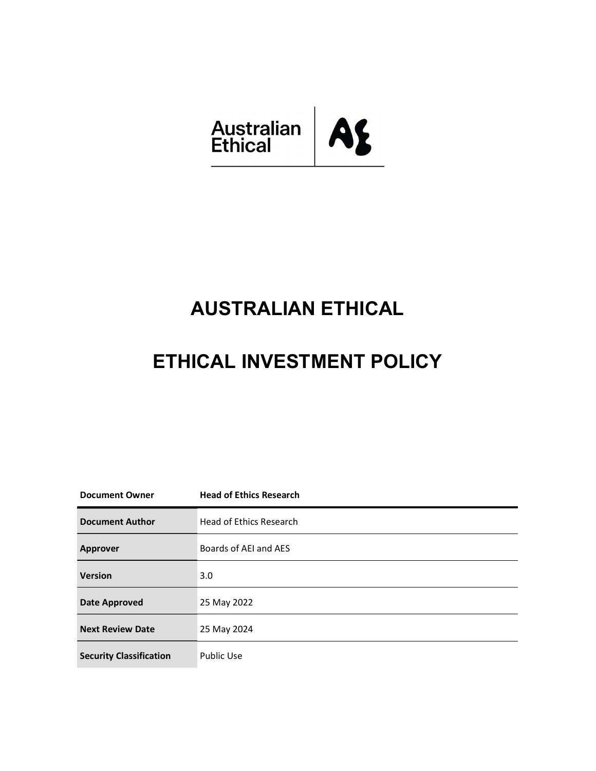Australian Ethical

# AUSTRALIAN ETHICAL

# ETHICAL INVESTMENT POLICY

| Document Owner | Head of Ethics Research |
|---|---|
| **Document Author** | Head of Ethics Research |
| **Approver** | Boards of AEI and AES |
| **Version** | 3.0 |
| **Date Approved** | 25 May 2022 |
| **Next Review Date** | 25 May 2024 |
| **Security Classification** | Public Use |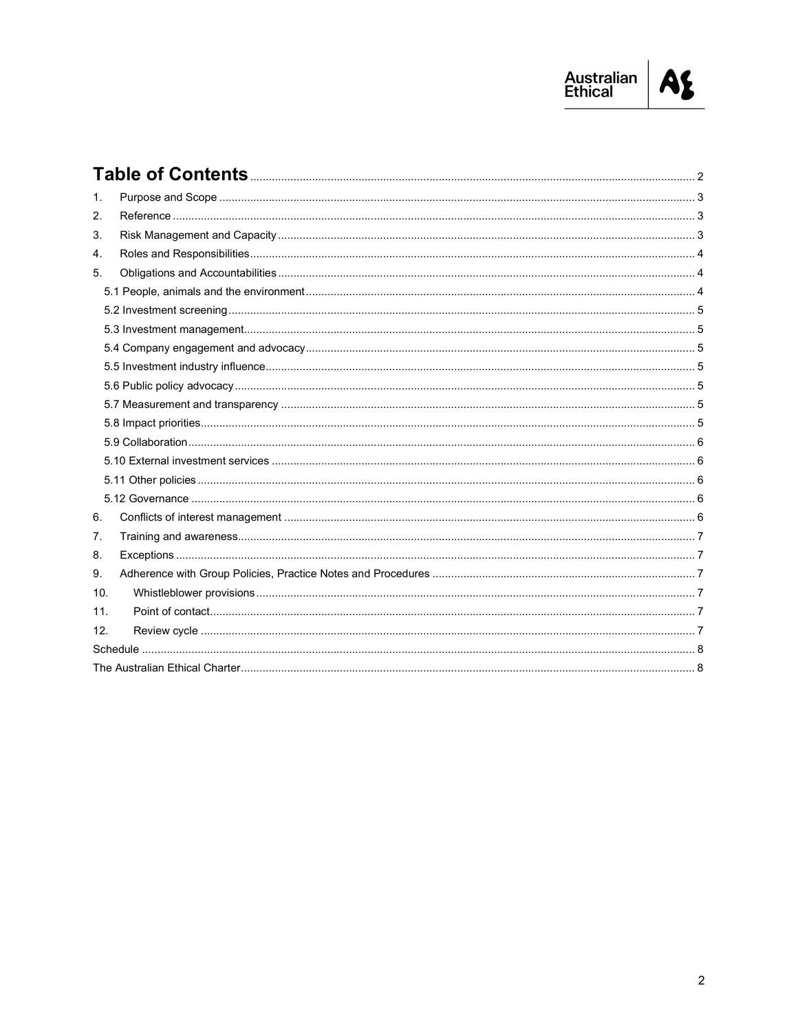# Table of Contents

1. Purpose and Scope ........ 3
2. Reference ........ 3
3. Risk Management and Capacity ........ 3
4. Roles and Responsibilities ........ 4
5. Obligations and Accountabilities ........ 4
   - 5.1 People, animals and the environment ........ 4
   - 5.2 Investment screening ........ 5
   - 5.3 Investment management ........ 5
   - 5.4 Company engagement and advocacy ........ 5
   - 5.5 Investment industry influence ........ 5
   - 5.6 Public policy advocacy ........ 5
   - 5.7 Measurement and transparency ........ 5
   - 5.8 Impact priorities ........ 5
   - 5.9 Collaboration ........ 6
   - 5.10 External investment services ........ 6
   - 5.11 Other policies ........ 6
   - 5.12 Governance ........ 6
6. Conflicts of interest management ........ 6
7. Training and awareness ........ 7
8. Exceptions ........ 7
9. Adherence with Group Policies, Practice Notes and Procedures ........ 7
10. Whistleblower provisions ........ 7
11. Point of contact ........ 7
12. Review cycle ........ 7

Schedule ........ 8

The Australian Ethical Charter ........ 8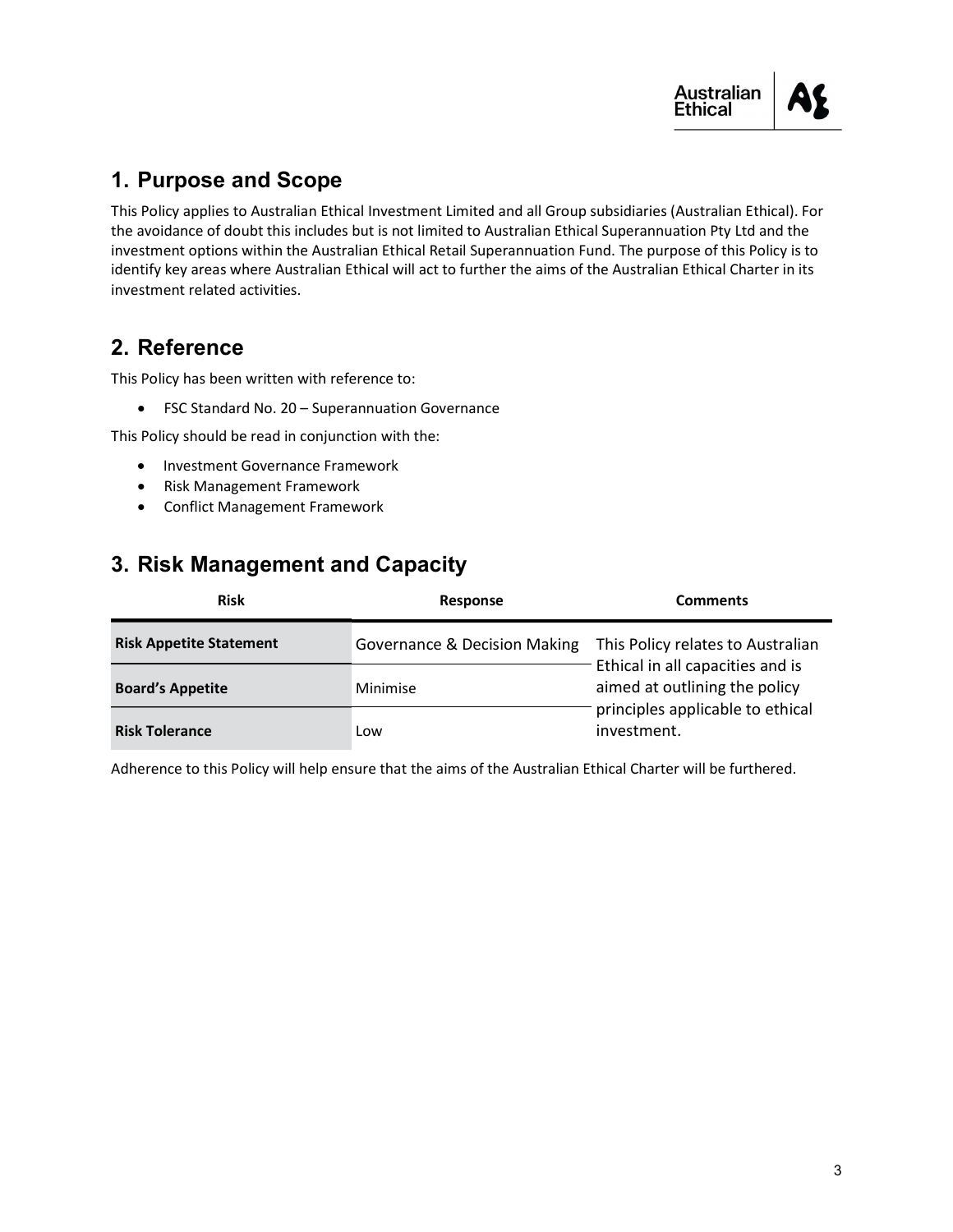## 1. Purpose and Scope

This Policy applies to Australian Ethical Investment Limited and all Group subsidiaries (Australian Ethical). For the avoidance of doubt this includes but is not limited to Australian Ethical Superannuation Pty Ltd and the investment options within the Australian Ethical Retail Superannuation Fund. The purpose of this Policy is to identify key areas where Australian Ethical will act to further the aims of the Australian Ethical Charter in its investment related activities.

## 2. Reference

This Policy has been written with reference to:

- FSC Standard No. 20 – Superannuation Governance

This Policy should be read in conjunction with the:

- Investment Governance Framework
- Risk Management Framework
- Conflict Management Framework

## 3. Risk Management and Capacity

| Risk | Response | Comments |
|---|---|---|
| **Risk Appetite Statement** | Governance & Decision Making | This Policy relates to Australian Ethical in all capacities and is aimed at outlining the policy principles applicable to ethical investment. |
| **Board's Appetite** | Minimise | |
| **Risk Tolerance** | Low | |

Adherence to this Policy will help ensure that the aims of the Australian Ethical Charter will be furthered.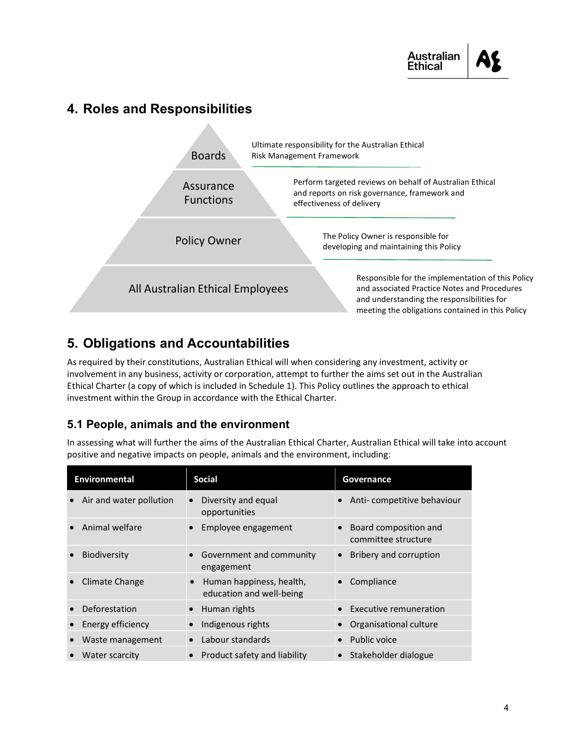## 4. Roles and Responsibilities

| Role | Responsibility |
|---|---|
| Boards | Ultimate responsibility for the Australian Ethical Risk Management Framework |
| Assurance Functions | Perform targeted reviews on behalf of Australian Ethical and reports on risk governance, framework and effectiveness of delivery |
| Policy Owner | The Policy Owner is responsible for developing and maintaining this Policy |
| All Australian Ethical Employees | Responsible for the implementation of this Policy and associated Practice Notes and Procedures and understanding the responsibilities for meeting the obligations contained in this Policy |

## 5. Obligations and Accountabilities

As required by their constitutions, Australian Ethical will when considering any investment, activity or involvement in any business, activity or corporation, attempt to further the aims set out in the Australian Ethical Charter (a copy of which is included in Schedule 1). This Policy outlines the approach to ethical investment within the Group in accordance with the Ethical Charter.

### 5.1 People, animals and the environment

In assessing what will further the aims of the Australian Ethical Charter, Australian Ethical will take into account positive and negative impacts on people, animals and the environment, including:

| Environmental | Social | Governance |
|---|---|---|
| • Air and water pollution | • Diversity and equal opportunities | • Anti- competitive behaviour |
| • Animal welfare | • Employee engagement | • Board composition and committee structure |
| • Biodiversity | • Government and community engagement | • Bribery and corruption |
| • Climate Change | • Human happiness, health, education and well-being | • Compliance |
| • Deforestation | • Human rights | • Executive remuneration |
| • Energy efficiency | • Indigenous rights | • Organisational culture |
| • Waste management | • Labour standards | • Public voice |
| • Water scarcity | • Product safety and liability | • Stakeholder dialogue |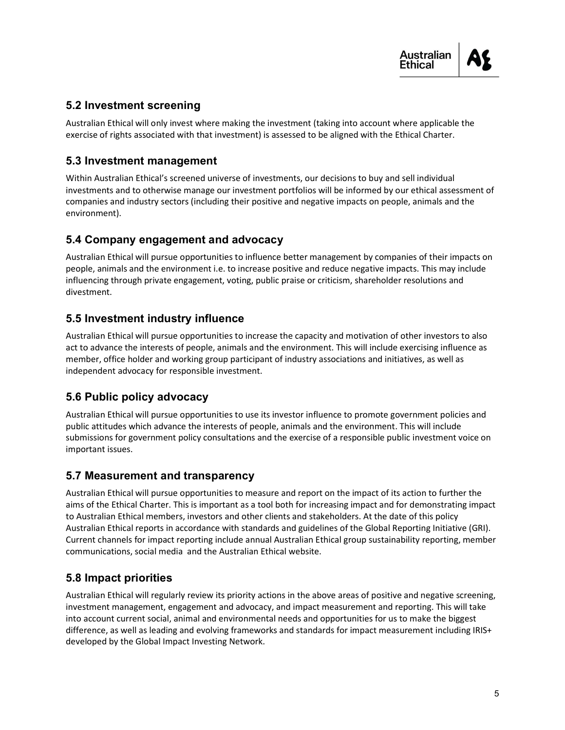## 5.2 Investment screening

Australian Ethical will only invest where making the investment (taking into account where applicable the exercise of rights associated with that investment) is assessed to be aligned with the Ethical Charter.

## 5.3 Investment management

Within Australian Ethical's screened universe of investments, our decisions to buy and sell individual investments and to otherwise manage our investment portfolios will be informed by our ethical assessment of companies and industry sectors (including their positive and negative impacts on people, animals and the environment).

## 5.4 Company engagement and advocacy

Australian Ethical will pursue opportunities to influence better management by companies of their impacts on people, animals and the environment i.e. to increase positive and reduce negative impacts. This may include influencing through private engagement, voting, public praise or criticism, shareholder resolutions and divestment.

## 5.5 Investment industry influence

Australian Ethical will pursue opportunities to increase the capacity and motivation of other investors to also act to advance the interests of people, animals and the environment. This will include exercising influence as member, office holder and working group participant of industry associations and initiatives, as well as independent advocacy for responsible investment.

## 5.6 Public policy advocacy

Australian Ethical will pursue opportunities to use its investor influence to promote government policies and public attitudes which advance the interests of people, animals and the environment. This will include submissions for government policy consultations and the exercise of a responsible public investment voice on important issues.

## 5.7 Measurement and transparency

Australian Ethical will pursue opportunities to measure and report on the impact of its action to further the aims of the Ethical Charter. This is important as a tool both for increasing impact and for demonstrating impact to Australian Ethical members, investors and other clients and stakeholders. At the date of this policy Australian Ethical reports in accordance with standards and guidelines of the Global Reporting Initiative (GRI). Current channels for impact reporting include annual Australian Ethical group sustainability reporting, member communications, social media and the Australian Ethical website.

## 5.8 Impact priorities

Australian Ethical will regularly review its priority actions in the above areas of positive and negative screening, investment management, engagement and advocacy, and impact measurement and reporting. This will take into account current social, animal and environmental needs and opportunities for us to make the biggest difference, as well as leading and evolving frameworks and standards for impact measurement including IRIS+ developed by the Global Impact Investing Network.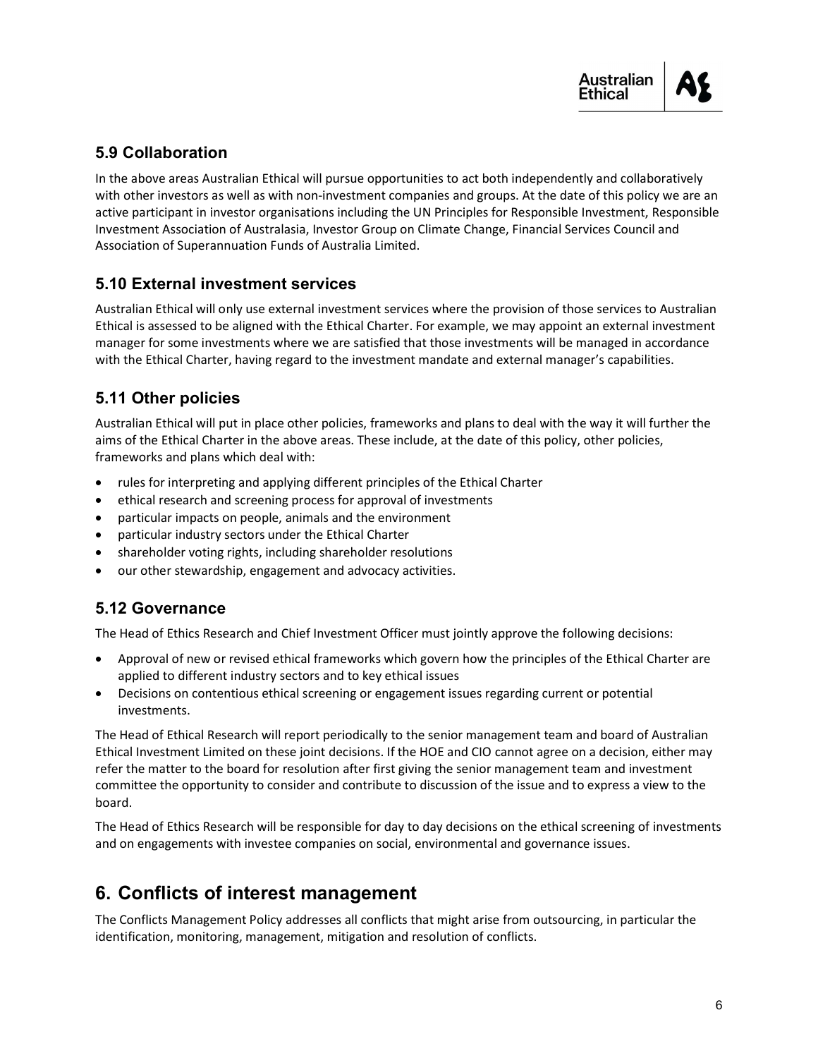### 5.9 Collaboration

In the above areas Australian Ethical will pursue opportunities to act both independently and collaboratively with other investors as well as with non-investment companies and groups. At the date of this policy we are an active participant in investor organisations including the UN Principles for Responsible Investment, Responsible Investment Association of Australasia, Investor Group on Climate Change, Financial Services Council and Association of Superannuation Funds of Australia Limited.

### 5.10 External investment services

Australian Ethical will only use external investment services where the provision of those services to Australian Ethical is assessed to be aligned with the Ethical Charter. For example, we may appoint an external investment manager for some investments where we are satisfied that those investments will be managed in accordance with the Ethical Charter, having regard to the investment mandate and external manager's capabilities.

### 5.11 Other policies

Australian Ethical will put in place other policies, frameworks and plans to deal with the way it will further the aims of the Ethical Charter in the above areas. These include, at the date of this policy, other policies, frameworks and plans which deal with:

- rules for interpreting and applying different principles of the Ethical Charter
- ethical research and screening process for approval of investments
- particular impacts on people, animals and the environment
- particular industry sectors under the Ethical Charter
- shareholder voting rights, including shareholder resolutions
- our other stewardship, engagement and advocacy activities.

### 5.12 Governance

The Head of Ethics Research and Chief Investment Officer must jointly approve the following decisions:

- Approval of new or revised ethical frameworks which govern how the principles of the Ethical Charter are applied to different industry sectors and to key ethical issues
- Decisions on contentious ethical screening or engagement issues regarding current or potential investments.

The Head of Ethical Research will report periodically to the senior management team and board of Australian Ethical Investment Limited on these joint decisions. If the HOE and CIO cannot agree on a decision, either may refer the matter to the board for resolution after first giving the senior management team and investment committee the opportunity to consider and contribute to discussion of the issue and to express a view to the board.

The Head of Ethics Research will be responsible for day to day decisions on the ethical screening of investments and on engagements with investee companies on social, environmental and governance issues.

## 6. Conflicts of interest management

The Conflicts Management Policy addresses all conflicts that might arise from outsourcing, in particular the identification, monitoring, management, mitigation and resolution of conflicts.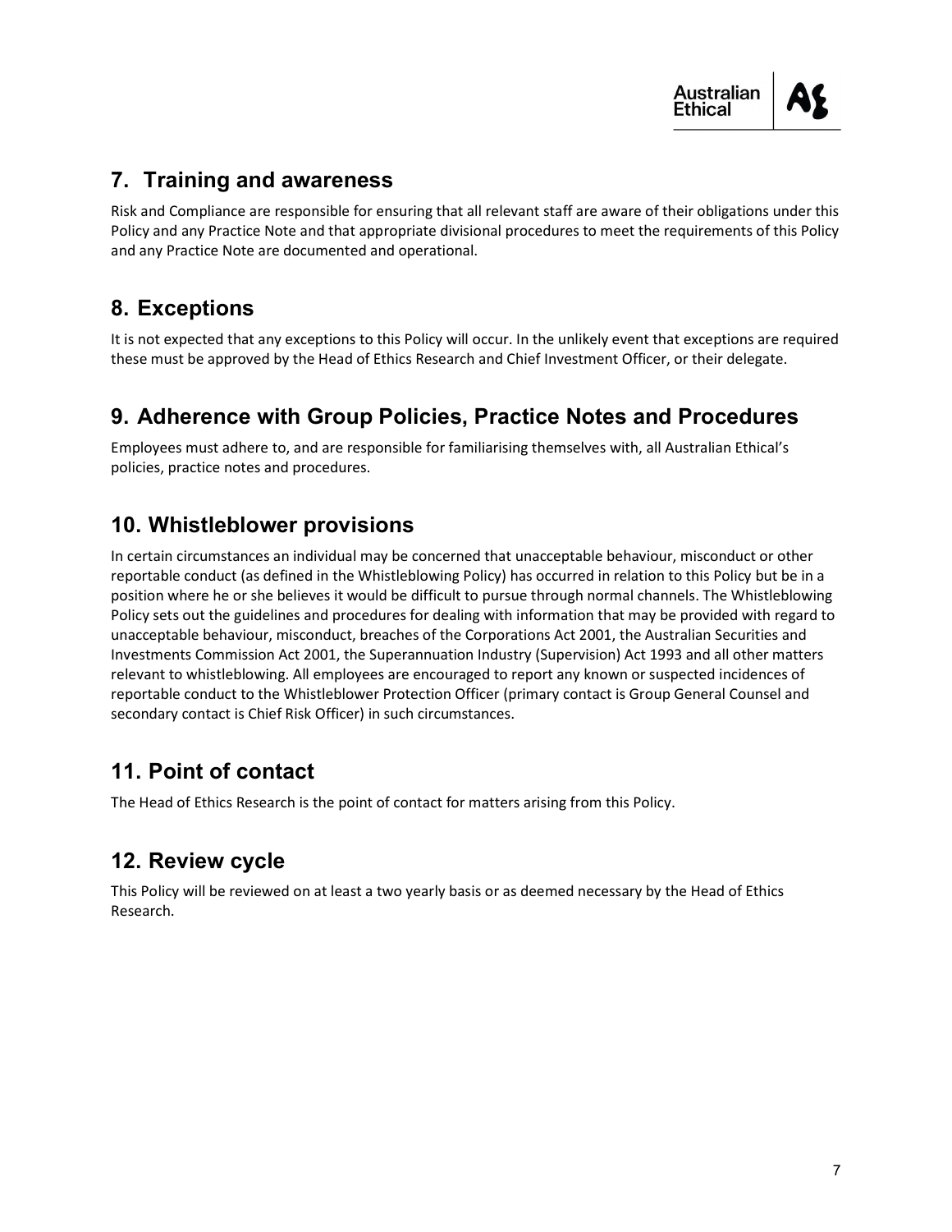## 7. Training and awareness

Risk and Compliance are responsible for ensuring that all relevant staff are aware of their obligations under this Policy and any Practice Note and that appropriate divisional procedures to meet the requirements of this Policy and any Practice Note are documented and operational.

## 8. Exceptions

It is not expected that any exceptions to this Policy will occur. In the unlikely event that exceptions are required these must be approved by the Head of Ethics Research and Chief Investment Officer, or their delegate.

## 9. Adherence with Group Policies, Practice Notes and Procedures

Employees must adhere to, and are responsible for familiarising themselves with, all Australian Ethical's policies, practice notes and procedures.

## 10. Whistleblower provisions

In certain circumstances an individual may be concerned that unacceptable behaviour, misconduct or other reportable conduct (as defined in the Whistleblowing Policy) has occurred in relation to this Policy but be in a position where he or she believes it would be difficult to pursue through normal channels. The Whistleblowing Policy sets out the guidelines and procedures for dealing with information that may be provided with regard to unacceptable behaviour, misconduct, breaches of the Corporations Act 2001, the Australian Securities and Investments Commission Act 2001, the Superannuation Industry (Supervision) Act 1993 and all other matters relevant to whistleblowing. All employees are encouraged to report any known or suspected incidences of reportable conduct to the Whistleblower Protection Officer (primary contact is Group General Counsel and secondary contact is Chief Risk Officer) in such circumstances.

## 11. Point of contact

The Head of Ethics Research is the point of contact for matters arising from this Policy.

## 12. Review cycle

This Policy will be reviewed on at least a two yearly basis or as deemed necessary by the Head of Ethics Research.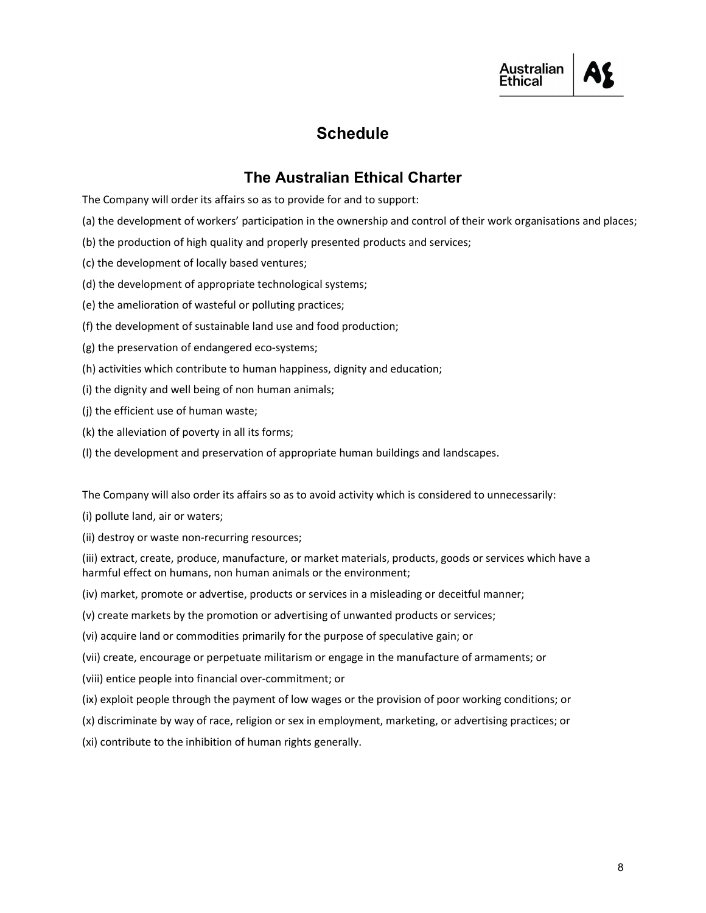# Schedule

## The Australian Ethical Charter

The Company will order its affairs so as to provide for and to support:

(a) the development of workers' participation in the ownership and control of their work organisations and places;

(b) the production of high quality and properly presented products and services;

(c) the development of locally based ventures;

(d) the development of appropriate technological systems;

(e) the amelioration of wasteful or polluting practices;

(f) the development of sustainable land use and food production;

(g) the preservation of endangered eco-systems;

(h) activities which contribute to human happiness, dignity and education;

(i) the dignity and well being of non human animals;

(j) the efficient use of human waste;

(k) the alleviation of poverty in all its forms;

(l) the development and preservation of appropriate human buildings and landscapes.

The Company will also order its affairs so as to avoid activity which is considered to unnecessarily:

(i) pollute land, air or waters;

(ii) destroy or waste non-recurring resources;

(iii) extract, create, produce, manufacture, or market materials, products, goods or services which have a harmful effect on humans, non human animals or the environment;

(iv) market, promote or advertise, products or services in a misleading or deceitful manner;

(v) create markets by the promotion or advertising of unwanted products or services;

(vi) acquire land or commodities primarily for the purpose of speculative gain; or

(vii) create, encourage or perpetuate militarism or engage in the manufacture of armaments; or

(viii) entice people into financial over-commitment; or

(ix) exploit people through the payment of low wages or the provision of poor working conditions; or

(x) discriminate by way of race, religion or sex in employment, marketing, or advertising practices; or

(xi) contribute to the inhibition of human rights generally.